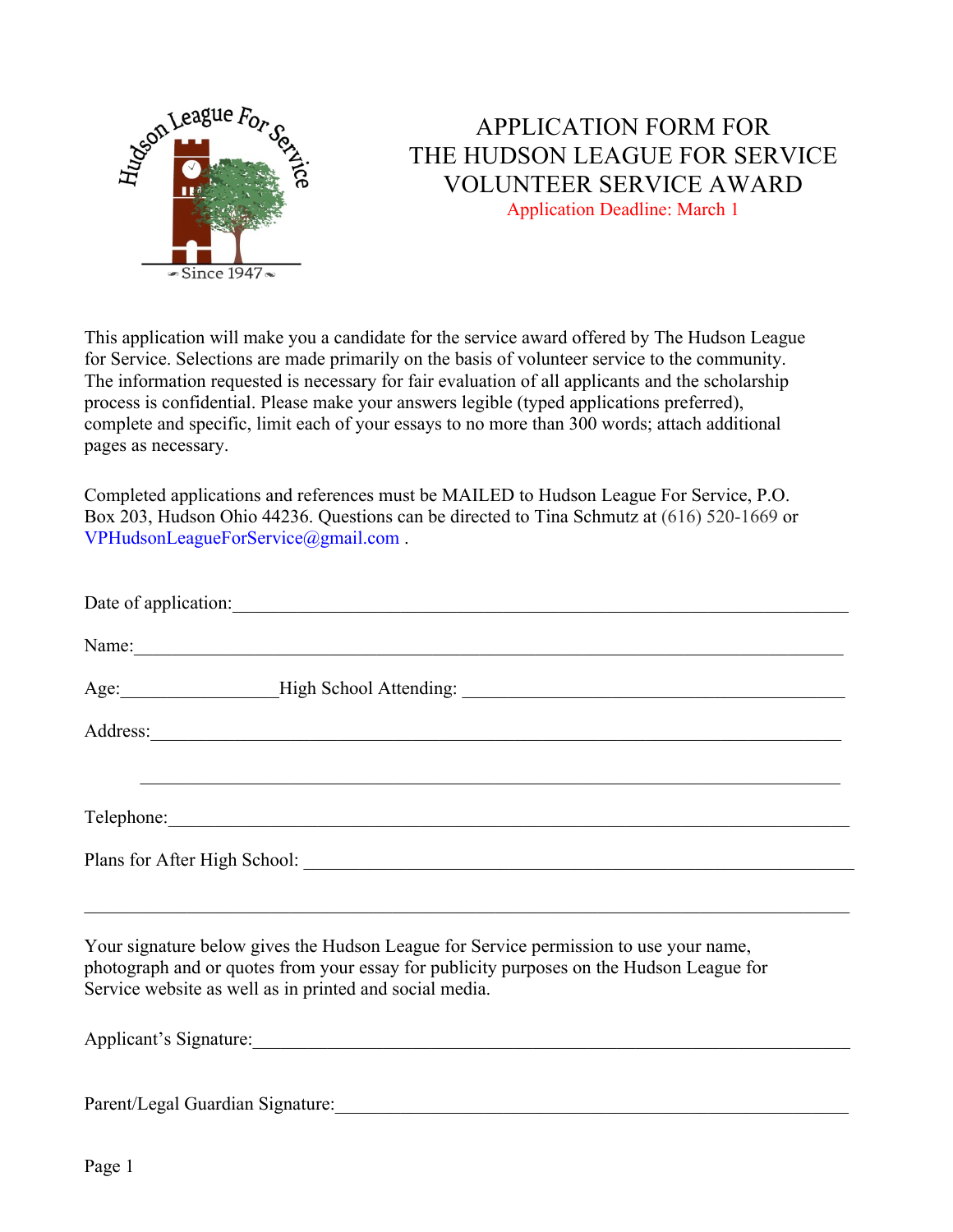# APPLICATION FORM FOR THE HUDSON LEAGUE FOR SERVICE VOLUNTEER SERVICE AWARD

Application Deadline: March 1

This application will make you a candidate for the service award offered by The Hudson League for Service. Selections are made primarily on the basis of volunteer service to the community. The information requested is necessary for fair evaluation of all applicants and the scholarship process is confidential. Please make your answers legible (typed applications preferred), complete and specific, limit each of your essays to no more than 300 words; attach additional pages as necessary.

Completed applications and references must be MAILED to Hudson League For Service, P.O. Box 203, Hudson Ohio 44236. Questions can be directed to Tina Schmutz at (616) 520-1669 or VPHudsonLeagueForService@gmail.com .

Date of application:\_\_\_\_\_\_\_\_\_\_\_\_\_\_\_\_\_\_\_\_\_\_\_\_\_\_\_\_\_\_\_\_\_\_\_\_\_\_\_\_

Name:\_\_\_\_\_\_\_\_\_\_\_\_\_\_\_\_\_\_\_\_\_\_\_\_\_\_\_\_\_\_\_\_\_\_\_\_\_\_\_\_\_\_\_\_\_\_\_\_

Age:\_\_\_\_\_\_\_\_\_\_ High School Attending: \_\_\_\_\_\_\_\_\_\_\_\_\_\_\_\_\_\_\_\_\_\_\_\_\_\_

Address:\_\_\_\_\_\_\_\_\_\_\_\_\_\_\_\_\_\_\_\_\_\_\_\_\_\_\_\_\_\_\_\_\_\_\_\_\_\_\_\_\_\_\_\_\_\_

\_\_\_\_\_\_\_\_\_\_\_\_\_\_\_\_\_\_\_\_\_\_\_\_\_\_\_\_\_\_\_\_\_\_\_\_\_\_\_\_\_\_\_\_\_\_\_\_\_\_\_\_

Telephone:\_\_\_\_\_\_\_\_\_\_\_\_\_\_\_\_\_\_\_\_\_\_\_\_\_\_\_\_\_\_\_\_\_\_\_\_\_\_\_\_\_\_\_\_

Plans for After High School: \_\_\_\_\_\_\_\_\_\_\_\_\_\_\_\_\_\_\_\_\_\_\_\_\_\_\_\_\_\_\_\_\_\_

\_\_\_\_\_\_\_\_\_\_\_\_\_\_\_\_\_\_\_\_\_\_\_\_\_\_\_\_\_\_\_\_\_\_\_\_\_\_\_\_\_\_\_\_\_\_\_\_\_\_\_\_

Your signature below gives the Hudson League for Service permission to use your name, photograph and or quotes from your essay for publicity purposes on the Hudson League for Service website as well as in printed and social media.

Applicant's Signature:\_\_\_\_\_\_\_\_\_\_\_\_\_\_\_\_\_\_\_\_\_\_\_\_\_\_\_\_\_\_\_\_\_\_\_\_\_\_\_\_

Parent/Legal Guardian Signature:\_\_\_\_\_\_\_\_\_\_\_\_\_\_\_\_\_\_\_\_\_\_\_\_\_\_\_\_\_\_\_\_\_\_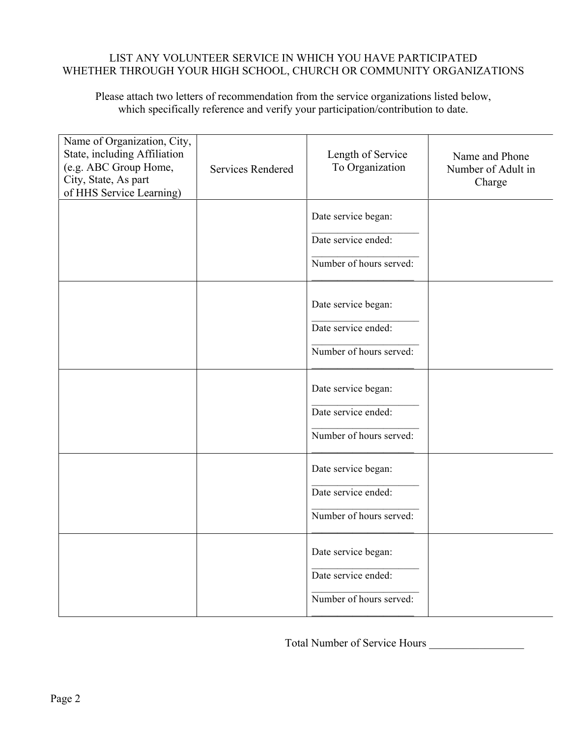LIST ANY VOLUNTEER SERVICE IN WHICH YOU HAVE PARTICIPATED WHETHER THROUGH YOUR HIGH SCHOOL, CHURCH OR COMMUNITY ORGANIZATIONS

Please attach two letters of recommendation from the service organizations listed below, which specifically reference and verify your participation/contribution to date.

| Name of Organization, City, State, including Affiliation (e.g. ABC Group Home, City, State, As part of HHS Service Learning) | Services Rendered | Length of Service To Organization | Name and Phone Number of Adult in Charge |
|---|---|---|---|
| | | Date service began: ____________________ Date service ended: ____________________ Number of hours served: ____________________ | |
| | | Date service began: ____________________ Date service ended: ____________________ Number of hours served: ____________________ | |
| | | Date service began: ____________________ Date service ended: ____________________ Number of hours served: ____________________ | |
| | | Date service began: ____________________ Date service ended: ____________________ Number of hours served: ____________________ | |
| | | Date service began: ____________________ Date service ended: ____________________ Number of hours served: ____________________ | |

Total Number of Service Hours _________________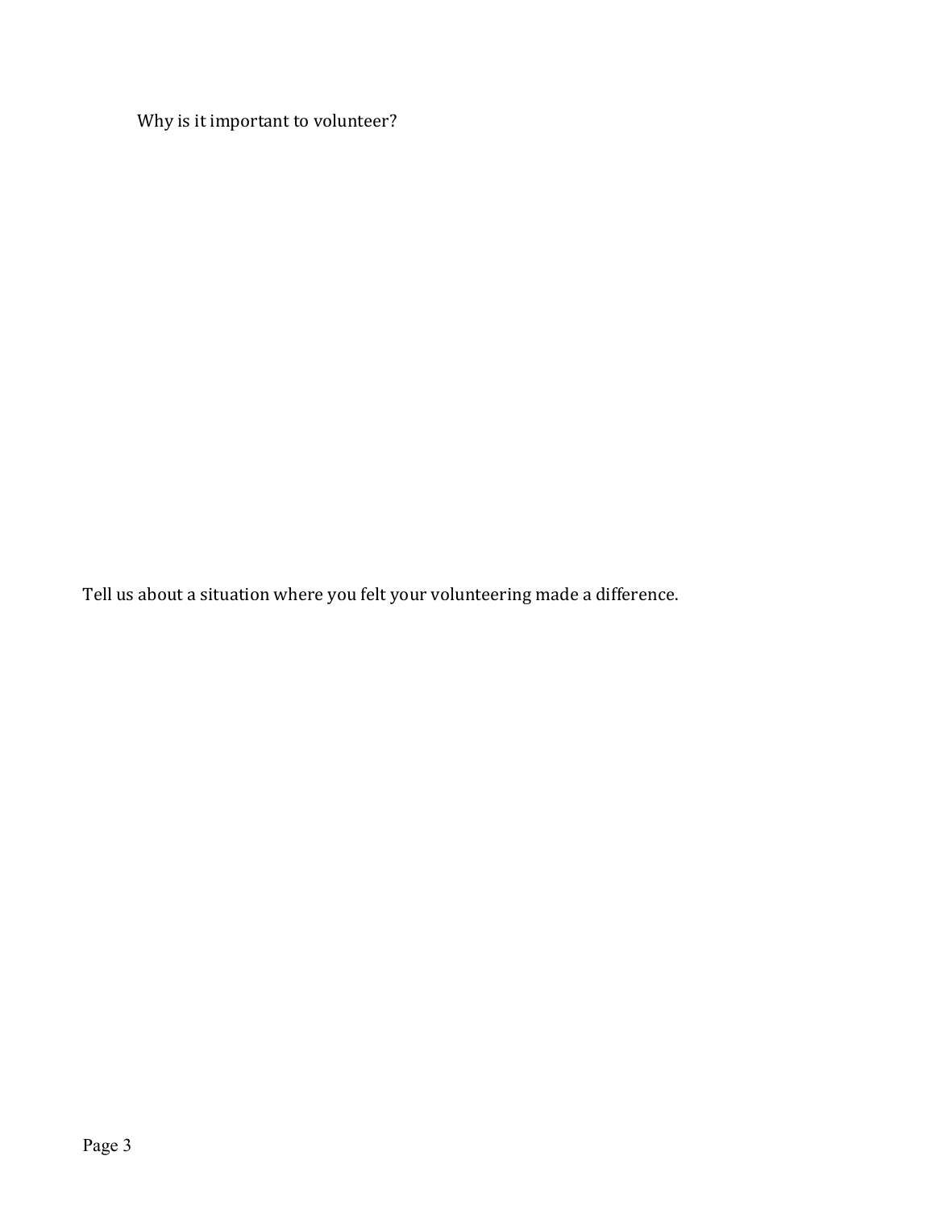Why is it important to volunteer?

Tell us about a situation where you felt your volunteering made a difference.